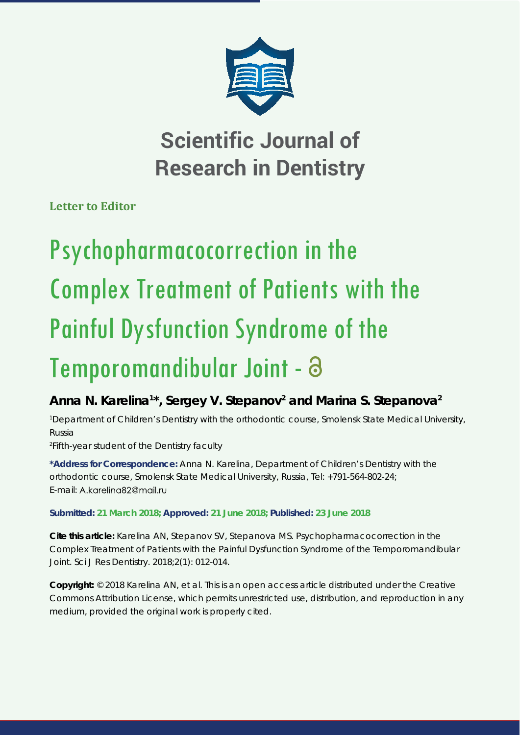# Scientific Journal of Research in Dentistry

**Letter to Editor**

# Psychopharmacocorrection in the Complex Treatment of Patients with the Painful Dysfunction Syndrome of the Temporomandibular Joint

**Anna N. Karelina[1]*, Sergey V. Stepanov[2] and Marina S. Stepanova[2]**

[1]Department of Children's Dentistry with the orthodontic course, Smolensk State Medical University, Russia

[2]Fifth-year student of the Dentistry faculty

**\*Address for Correspondence:** Anna N. Karelina, Department of Children's Dentistry with the orthodontic course, Smolensk State Medical University, Russia, Tel: +791-564-802-24; E-mail: A.karelina82@mail.ru

**Submitted: 21 March 2018; Approved: 21 June 2018; Published: 23 June 2018**

**Cite this article:** Karelina AN, Stepanov SV, Stepanova MS. Psychopharmacocorrection in the Complex Treatment of Patients with the Painful Dysfunction Syndrome of the Temporomandibular Joint. Sci J Res Dentistry. 2018;2(1): 012-014.

**Copyright:** © 2018 Karelina AN, et al. This is an open access article distributed under the Creative Commons Attribution License, which permits unrestricted use, distribution, and reproduction in any medium, provided the original work is properly cited.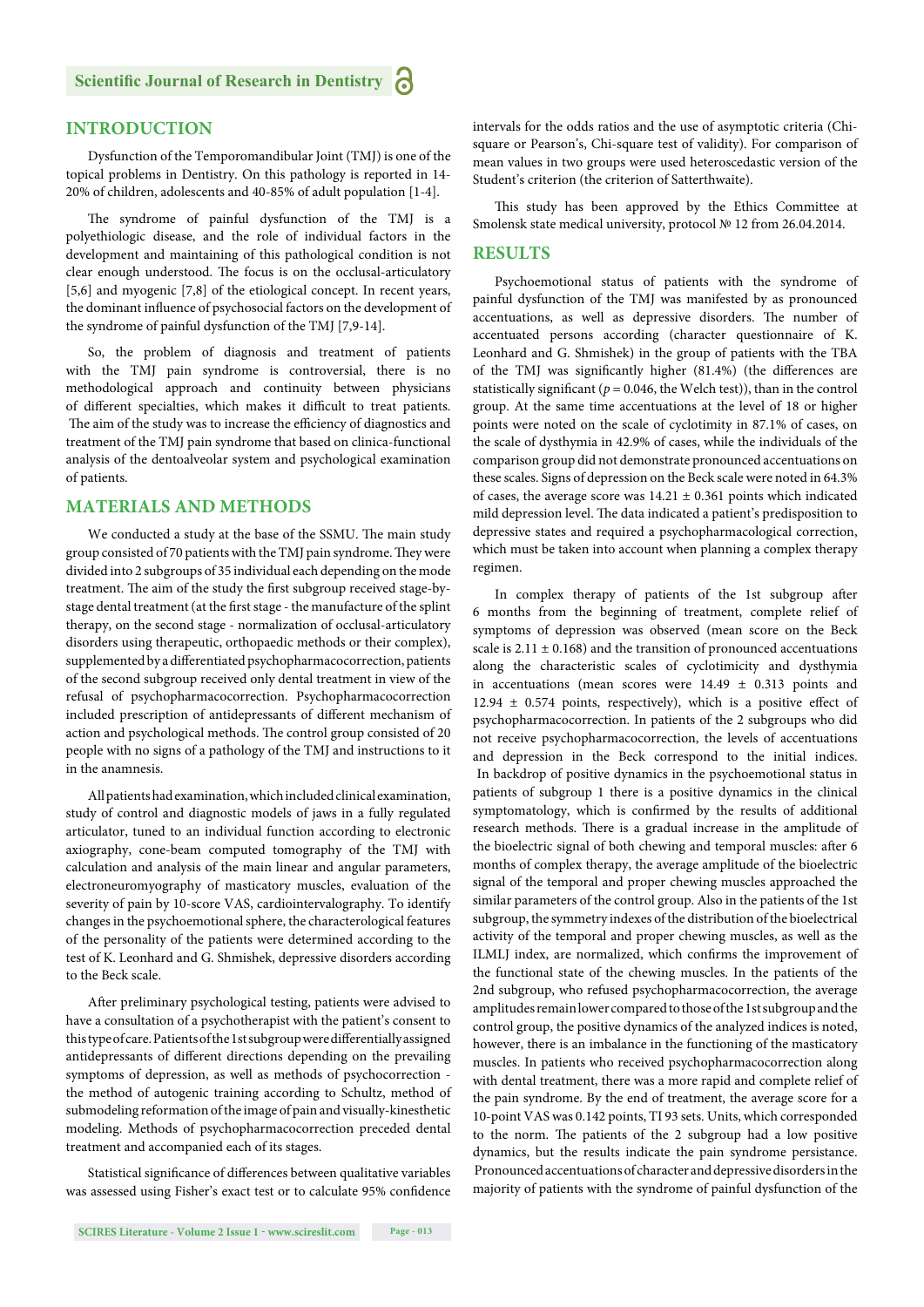## INTRODUCTION

Dysfunction of the Temporomandibular Joint (TMJ) is one of the topical problems in Dentistry. On this pathology is reported in 14-20% of children, adolescents and 40-85% of adult population [1-4].

The syndrome of painful dysfunction of the TMJ is a polyethiologic disease, and the role of individual factors in the development and maintaining of this pathological condition is not clear enough understood. The focus is on the occlusal-articulatory [5,6] and myogenic [7,8] of the etiological concept. In recent years, the dominant influence of psychosocial factors on the development of the syndrome of painful dysfunction of the TMJ [7,9-14].

So, the problem of diagnosis and treatment of patients with the TMJ pain syndrome is controversial, there is no methodological approach and continuity between physicians of different specialties, which makes it difficult to treat patients. The aim of the study was to increase the efficiency of diagnostics and treatment of the TMJ pain syndrome that based on clinica-functional analysis of the dentoalveolar system and psychological examination of patients.

## MATERIALS AND METHODS

We conducted a study at the base of the SSMU. The main study group consisted of 70 patients with the TMJ pain syndrome. They were divided into 2 subgroups of 35 individual each depending on the mode treatment. The aim of the study the first subgroup received stage-by-stage dental treatment (at the first stage - the manufacture of the splint therapy, on the second stage - normalization of occlusal-articulatory disorders using therapeutic, orthopaedic methods or their complex), supplemented by a differentiated psychopharmacocorrection, patients of the second subgroup received only dental treatment in view of the refusal of psychopharmacocorrection. Psychopharmacocorrection included prescription of antidepressants of different mechanism of action and psychological methods. The control group consisted of 20 people with no signs of a pathology of the TMJ and instructions to it in the anamnesis.

All patients had examination, which included clinical examination, study of control and diagnostic models of jaws in a fully regulated articulator, tuned to an individual function according to electronic axiography, cone-beam computed tomography of the TMJ with calculation and analysis of the main linear and angular parameters, electroneuromyography of masticatory muscles, evaluation of the severity of pain by 10-score VAS, cardiointervalography. To identify changes in the psychoemotional sphere, the characterological features of the personality of the patients were determined according to the test of K. Leonhard and G. Shmishek, depressive disorders according to the Beck scale.

After preliminary psychological testing, patients were advised to have a consultation of a psychotherapist with the patient's consent to this type of care. Patients of the 1st subgroup were differentially assigned antidepressants of different directions depending on the prevailing symptoms of depression, as well as methods of psychocorrection - the method of autogenic training according to Schultz, method of submodeling reformation of the image of pain and visually-kinesthetic modeling. Methods of psychopharmacocorrection preceded dental treatment and accompanied each of its stages.

Statistical significance of differences between qualitative variables was assessed using Fisher's exact test or to calculate 95% confidence intervals for the odds ratios and the use of asymptotic criteria (Chi-square or Pearson's, Chi-square test of validity). For comparison of mean values in two groups were used heteroscedastic version of the Student's criterion (the criterion of Satterthwaite).

This study has been approved by the Ethics Committee at Smolensk state medical university, protocol № 12 from 26.04.2014.

## RESULTS

Psychoemotional status of patients with the syndrome of painful dysfunction of the TMJ was manifested by as pronounced accentuations, as well as depressive disorders. The number of accentuated persons according (character questionnaire of K. Leonhard and G. Shmishek) in the group of patients with the TBA of the TMJ was significantly higher (81.4%) (the differences are statistically significant ($p = 0.046$, the Welch test)), than in the control group. At the same time accentuations at the level of 18 or higher points were noted on the scale of cyclotimity in 87.1% of cases, on the scale of dysthymia in 42.9% of cases, while the individuals of the comparison group did not demonstrate pronounced accentuations on these scales. Signs of depression on the Beck scale were noted in 64.3% of cases, the average score was $14.21 \pm 0.361$ points which indicated mild depression level. The data indicated a patient's predisposition to depressive states and required a psychopharmacological correction, which must be taken into account when planning a complex therapy regimen.

In complex therapy of patients of the 1st subgroup after 6 months from the beginning of treatment, complete relief of symptoms of depression was observed (mean score on the Beck scale is $2.11 \pm 0.168$) and the transition of pronounced accentuations along the characteristic scales of cyclotimicity and dysthymia in accentuations (mean scores were $14.49 \pm 0.313$ points and $12.94 \pm 0.574$ points, respectively), which is a positive effect of psychopharmacocorrection. In patients of the 2 subgroups who did not receive psychopharmacocorrection, the levels of accentuations and depression in the Beck correspond to the initial indices. In backdrop of positive dynamics in the psychoemotional status in patients of subgroup 1 there is a positive dynamics in the clinical symptomatology, which is confirmed by the results of additional research methods. There is a gradual increase in the amplitude of the bioelectric signal of both chewing and temporal muscles: after 6 months of complex therapy, the average amplitude of the bioelectric signal of the temporal and proper chewing muscles approached the similar parameters of the control group. Also in the patients of the 1st subgroup, the symmetry indexes of the distribution of the bioelectrical activity of the temporal and proper chewing muscles, as well as the ILMLJ index, are normalized, which confirms the improvement of the functional state of the chewing muscles. In the patients of the 2nd subgroup, who refused psychopharmacocorrection, the average amplitudes remain lower compared to those of the 1st subgroup and the control group, the positive dynamics of the analyzed indices is noted, however, there is an imbalance in the functioning of the masticatory muscles. In patients who received psychopharmacocorrection along with dental treatment, there was a more rapid and complete relief of the pain syndrome. By the end of treatment, the average score for a 10-point VAS was 0.142 points, TI 93 sets. Units, which corresponded to the norm. The patients of the 2 subgroup had a low positive dynamics, but the results indicate the pain syndrome persistance. Pronounced accentuations of character and depressive disorders in the majority of patients with the syndrome of painful dysfunction of the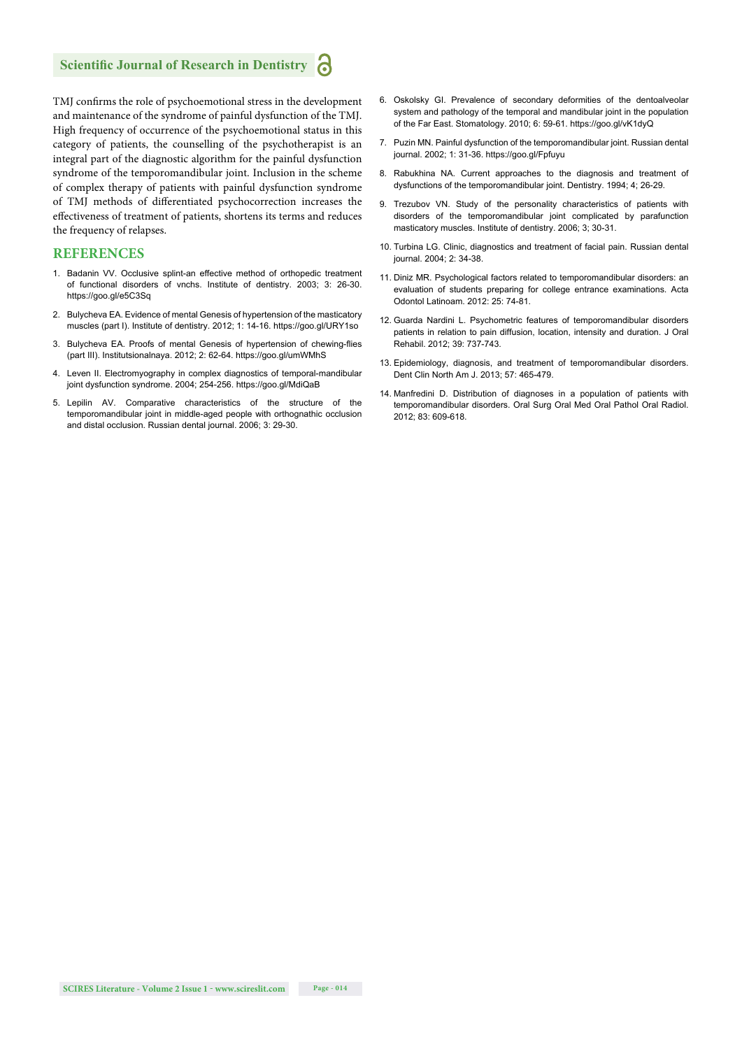TMJ confirms the role of psychoemotional stress in the development and maintenance of the syndrome of painful dysfunction of the TMJ. High frequency of occurrence of the psychoemotional status in this category of patients, the counselling of the psychotherapist is an integral part of the diagnostic algorithm for the painful dysfunction syndrome of the temporomandibular joint. Inclusion in the scheme of complex therapy of patients with painful dysfunction syndrome of TMJ methods of differentiated psychocorrection increases the effectiveness of treatment of patients, shortens its terms and reduces the frequency of relapses.

## REFERENCES

1. Badanin VV. Occlusive splint-an effective method of orthopedic treatment of functional disorders of vnchs. Institute of dentistry. 2003; 3: 26-30. https://goo.gl/e5C3Sq
2. Bulycheva EA. Evidence of mental Genesis of hypertension of the masticatory muscles (part I). Institute of dentistry. 2012; 1: 14-16. https://goo.gl/URY1so
3. Bulycheva EA. Proofs of mental Genesis of hypertension of chewing-flies (part III). Institutsionalnaya. 2012; 2: 62-64. https://goo.gl/umWMhS
4. Leven II. Electromyography in complex diagnostics of temporal-mandibular joint dysfunction syndrome. 2004; 254-256. https://goo.gl/MdiQaB
5. Lepilin AV. Comparative characteristics of the structure of the temporomandibular joint in middle-aged people with orthognathic occlusion and distal occlusion. Russian dental journal. 2006; 3: 29-30.
6. Oskolsky GI. Prevalence of secondary deformities of the dentoalveolar system and pathology of the temporal and mandibular joint in the population of the Far East. Stomatology. 2010; 6: 59-61. https://goo.gl/vK1dyQ
7. Puzin MN. Painful dysfunction of the temporomandibular joint. Russian dental journal. 2002; 1: 31-36. https://goo.gl/Fpfuyu
8. Rabukhina NA. Current approaches to the diagnosis and treatment of dysfunctions of the temporomandibular joint. Dentistry. 1994; 4; 26-29.
9. Trezubov VN. Study of the personality characteristics of patients with disorders of the temporomandibular joint complicated by parafunction masticatory muscles. Institute of dentistry. 2006; 3; 30-31.
10. Turbina LG. Clinic, diagnostics and treatment of facial pain. Russian dental journal. 2004; 2: 34-38.
11. Diniz MR. Psychological factors related to temporomandibular disorders: an evaluation of students preparing for college entrance examinations. Acta Odontol Latinoam. 2012: 25: 74-81.
12. Guarda Nardini L. Psychometric features of temporomandibular disorders patients in relation to pain diffusion, location, intensity and duration. J Oral Rehabil. 2012; 39: 737-743.
13. Epidemiology, diagnosis, and treatment of temporomandibular disorders. Dent Clin North Am J. 2013; 57: 465-479.
14. Manfredini D. Distribution of diagnoses in a population of patients with temporomandibular disorders. Oral Surg Oral Med Oral Pathol Oral Radiol. 2012; 83: 609-618.